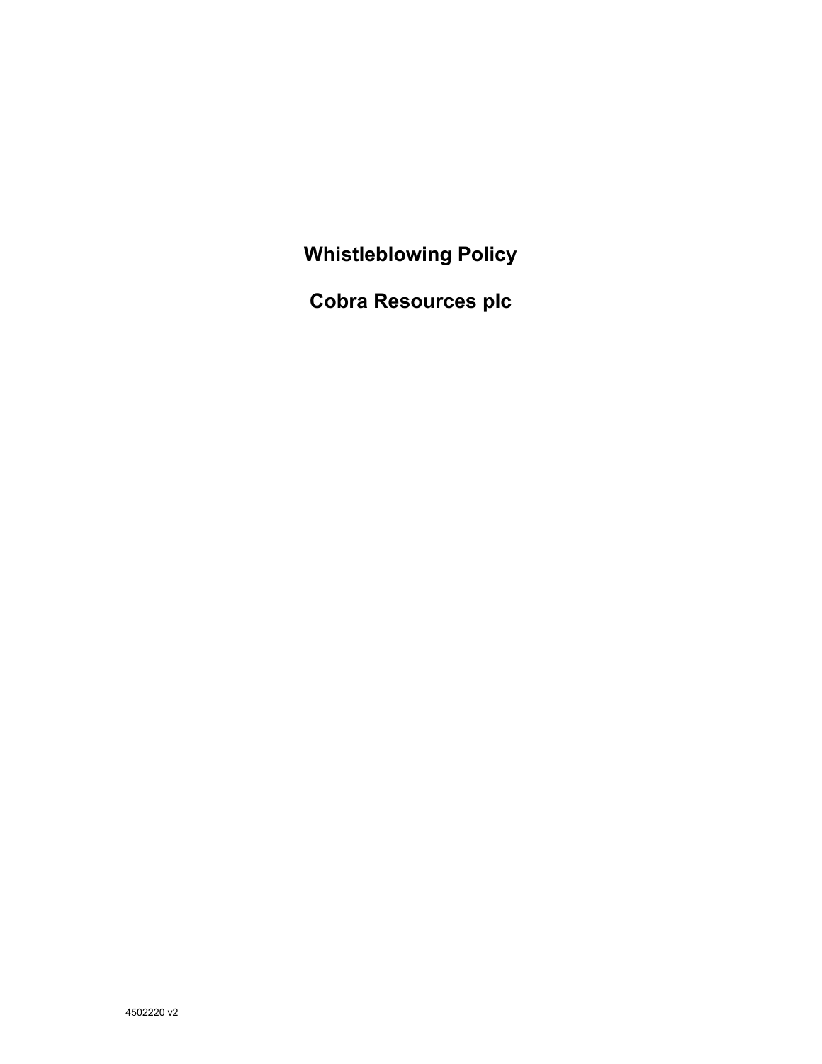# Whistleblowing Policy

# Cobra Resources plc

4502220 v2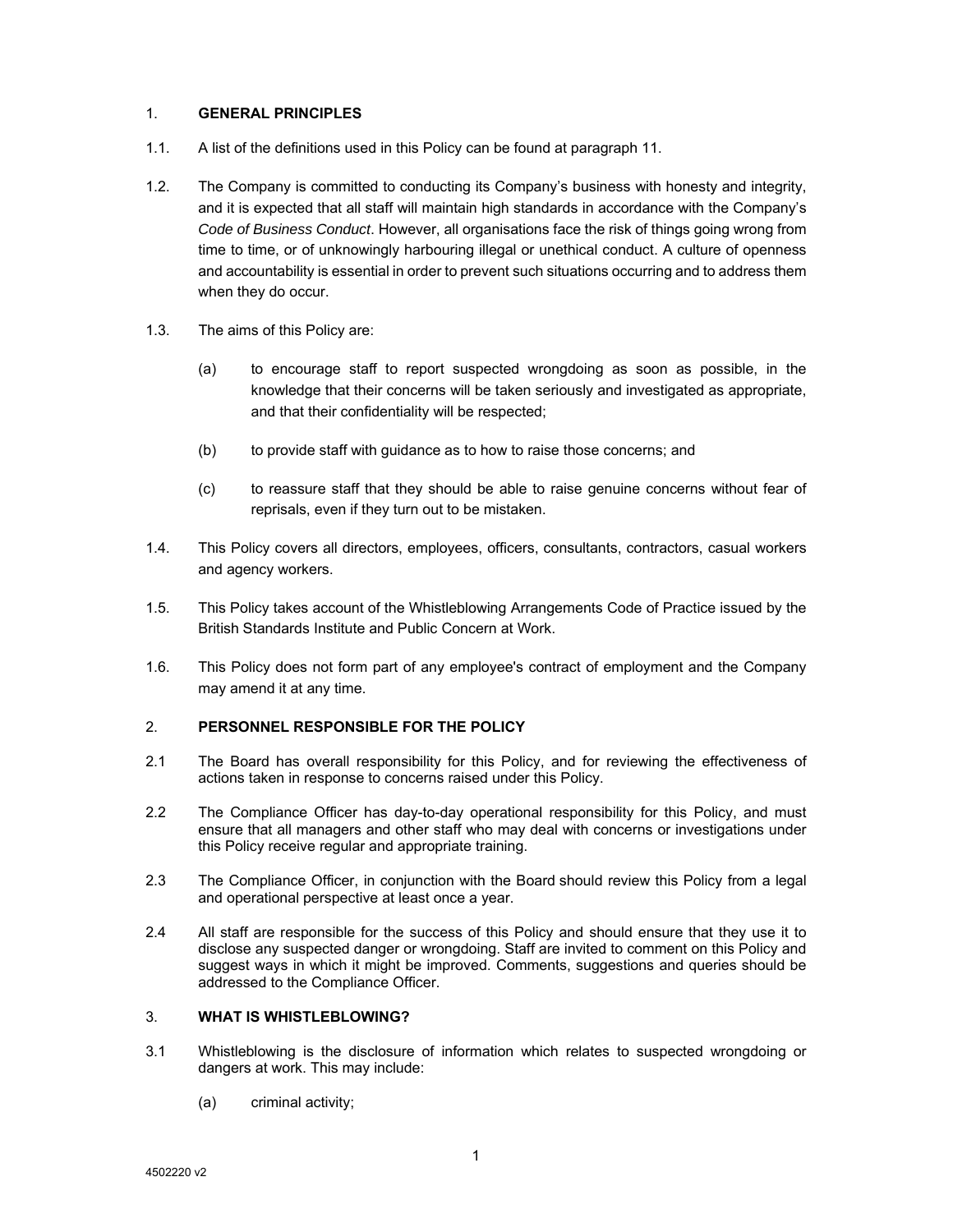## 1. GENERAL PRINCIPLES

1.1. A list of the definitions used in this Policy can be found at paragraph 11.

1.2. The Company is committed to conducting its Company's business with honesty and integrity, and it is expected that all staff will maintain high standards in accordance with the Company's *Code of Business Conduct*. However, all organisations face the risk of things going wrong from time to time, or of unknowingly harbouring illegal or unethical conduct. A culture of openness and accountability is essential in order to prevent such situations occurring and to address them when they do occur.

1.3. The aims of this Policy are:

(a) to encourage staff to report suspected wrongdoing as soon as possible, in the knowledge that their concerns will be taken seriously and investigated as appropriate, and that their confidentiality will be respected;

(b) to provide staff with guidance as to how to raise those concerns; and

(c) to reassure staff that they should be able to raise genuine concerns without fear of reprisals, even if they turn out to be mistaken.

1.4. This Policy covers all directors, employees, officers, consultants, contractors, casual workers and agency workers.

1.5. This Policy takes account of the Whistleblowing Arrangements Code of Practice issued by the British Standards Institute and Public Concern at Work.

1.6. This Policy does not form part of any employee's contract of employment and the Company may amend it at any time.

## 2. PERSONNEL RESPONSIBLE FOR THE POLICY

2.1 The Board has overall responsibility for this Policy, and for reviewing the effectiveness of actions taken in response to concerns raised under this Policy.

2.2 The Compliance Officer has day-to-day operational responsibility for this Policy, and must ensure that all managers and other staff who may deal with concerns or investigations under this Policy receive regular and appropriate training.

2.3 The Compliance Officer, in conjunction with the Board should review this Policy from a legal and operational perspective at least once a year.

2.4 All staff are responsible for the success of this Policy and should ensure that they use it to disclose any suspected danger or wrongdoing. Staff are invited to comment on this Policy and suggest ways in which it might be improved. Comments, suggestions and queries should be addressed to the Compliance Officer.

## 3. WHAT IS WHISTLEBLOWING?

3.1 Whistleblowing is the disclosure of information which relates to suspected wrongdoing or dangers at work. This may include:

(a) criminal activity;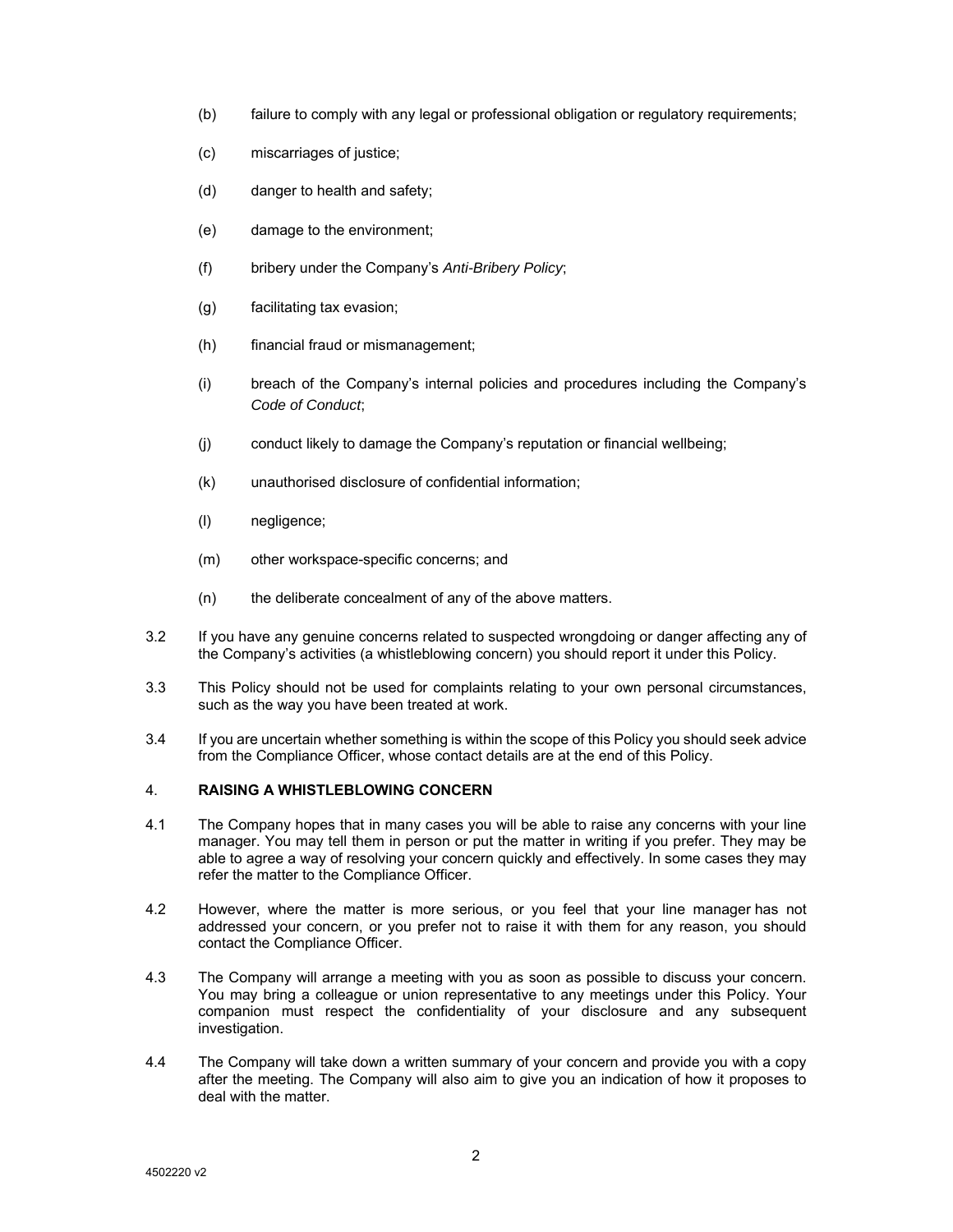(b) failure to comply with any legal or professional obligation or regulatory requirements;

(c) miscarriages of justice;

(d) danger to health and safety;

(e) damage to the environment;

(f) bribery under the Company's *Anti-Bribery Policy*;

(g) facilitating tax evasion;

(h) financial fraud or mismanagement;

(i) breach of the Company's internal policies and procedures including the Company's *Code of Conduct*;

(j) conduct likely to damage the Company's reputation or financial wellbeing;

(k) unauthorised disclosure of confidential information;

(l) negligence;

(m) other workspace-specific concerns; and

(n) the deliberate concealment of any of the above matters.

3.2 If you have any genuine concerns related to suspected wrongdoing or danger affecting any of the Company's activities (a whistleblowing concern) you should report it under this Policy.

3.3 This Policy should not be used for complaints relating to your own personal circumstances, such as the way you have been treated at work.

3.4 If you are uncertain whether something is within the scope of this Policy you should seek advice from the Compliance Officer, whose contact details are at the end of this Policy.

## 4. RAISING A WHISTLEBLOWING CONCERN

4.1 The Company hopes that in many cases you will be able to raise any concerns with your line manager. You may tell them in person or put the matter in writing if you prefer. They may be able to agree a way of resolving your concern quickly and effectively. In some cases they may refer the matter to the Compliance Officer.

4.2 However, where the matter is more serious, or you feel that your line manager has not addressed your concern, or you prefer not to raise it with them for any reason, you should contact the Compliance Officer.

4.3 The Company will arrange a meeting with you as soon as possible to discuss your concern. You may bring a colleague or union representative to any meetings under this Policy. Your companion must respect the confidentiality of your disclosure and any subsequent investigation.

4.4 The Company will take down a written summary of your concern and provide you with a copy after the meeting. The Company will also aim to give you an indication of how it proposes to deal with the matter.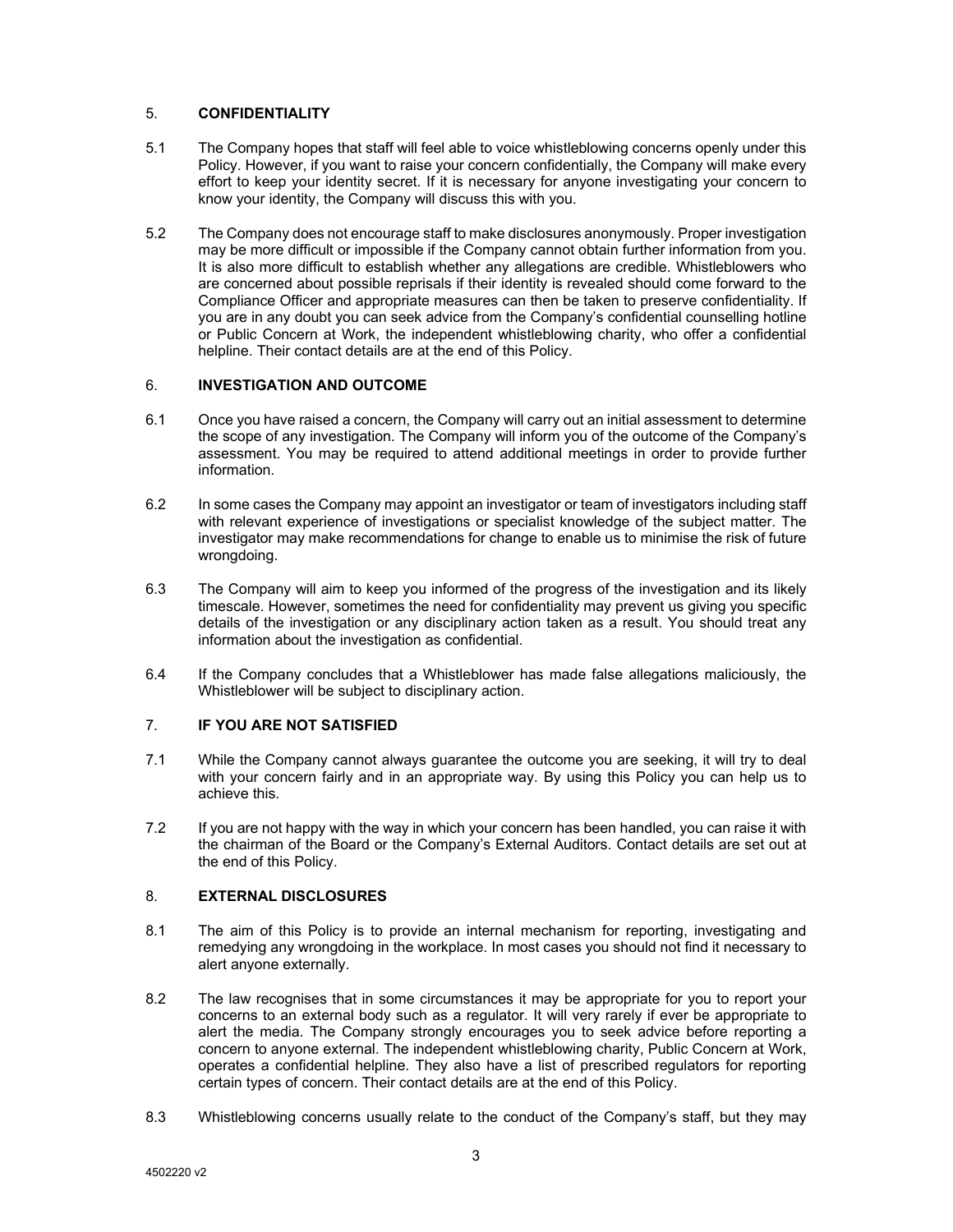## 5. CONFIDENTIALITY

5.1 The Company hopes that staff will feel able to voice whistleblowing concerns openly under this Policy. However, if you want to raise your concern confidentially, the Company will make every effort to keep your identity secret. If it is necessary for anyone investigating your concern to know your identity, the Company will discuss this with you.

5.2 The Company does not encourage staff to make disclosures anonymously. Proper investigation may be more difficult or impossible if the Company cannot obtain further information from you. It is also more difficult to establish whether any allegations are credible. Whistleblowers who are concerned about possible reprisals if their identity is revealed should come forward to the Compliance Officer and appropriate measures can then be taken to preserve confidentiality. If you are in any doubt you can seek advice from the Company's confidential counselling hotline or Public Concern at Work, the independent whistleblowing charity, who offer a confidential helpline. Their contact details are at the end of this Policy.

## 6. INVESTIGATION AND OUTCOME

6.1 Once you have raised a concern, the Company will carry out an initial assessment to determine the scope of any investigation. The Company will inform you of the outcome of the Company's assessment. You may be required to attend additional meetings in order to provide further information.

6.2 In some cases the Company may appoint an investigator or team of investigators including staff with relevant experience of investigations or specialist knowledge of the subject matter. The investigator may make recommendations for change to enable us to minimise the risk of future wrongdoing.

6.3 The Company will aim to keep you informed of the progress of the investigation and its likely timescale. However, sometimes the need for confidentiality may prevent us giving you specific details of the investigation or any disciplinary action taken as a result. You should treat any information about the investigation as confidential.

6.4 If the Company concludes that a Whistleblower has made false allegations maliciously, the Whistleblower will be subject to disciplinary action.

## 7. IF YOU ARE NOT SATISFIED

7.1 While the Company cannot always guarantee the outcome you are seeking, it will try to deal with your concern fairly and in an appropriate way. By using this Policy you can help us to achieve this.

7.2 If you are not happy with the way in which your concern has been handled, you can raise it with the chairman of the Board or the Company's External Auditors. Contact details are set out at the end of this Policy.

## 8. EXTERNAL DISCLOSURES

8.1 The aim of this Policy is to provide an internal mechanism for reporting, investigating and remedying any wrongdoing in the workplace. In most cases you should not find it necessary to alert anyone externally.

8.2 The law recognises that in some circumstances it may be appropriate for you to report your concerns to an external body such as a regulator. It will very rarely if ever be appropriate to alert the media. The Company strongly encourages you to seek advice before reporting a concern to anyone external. The independent whistleblowing charity, Public Concern at Work, operates a confidential helpline. They also have a list of prescribed regulators for reporting certain types of concern. Their contact details are at the end of this Policy.

8.3 Whistleblowing concerns usually relate to the conduct of the Company's staff, but they may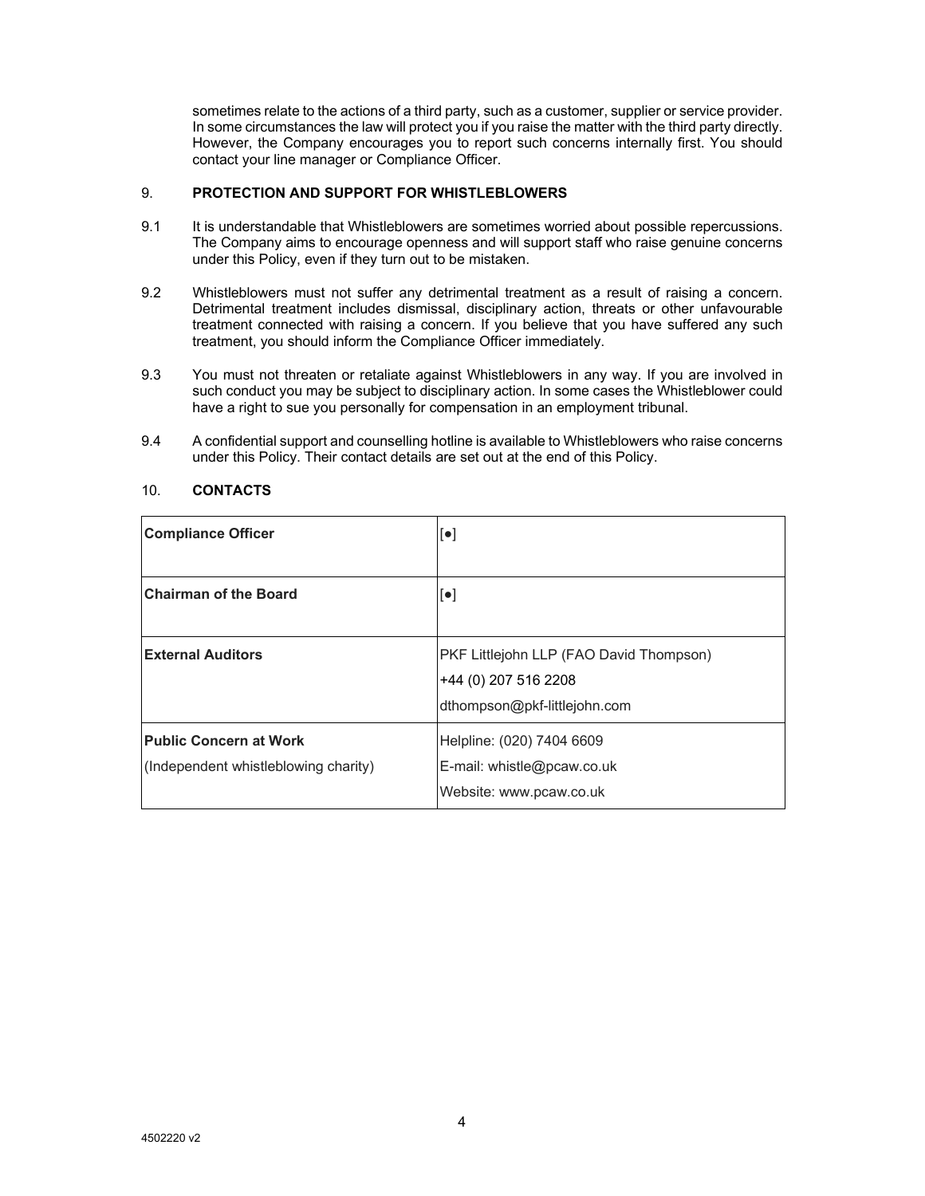sometimes relate to the actions of a third party, such as a customer, supplier or service provider. In some circumstances the law will protect you if you raise the matter with the third party directly. However, the Company encourages you to report such concerns internally first. You should contact your line manager or Compliance Officer.

## 9. PROTECTION AND SUPPORT FOR WHISTLEBLOWERS

9.1 It is understandable that Whistleblowers are sometimes worried about possible repercussions. The Company aims to encourage openness and will support staff who raise genuine concerns under this Policy, even if they turn out to be mistaken.

9.2 Whistleblowers must not suffer any detrimental treatment as a result of raising a concern. Detrimental treatment includes dismissal, disciplinary action, threats or other unfavourable treatment connected with raising a concern. If you believe that you have suffered any such treatment, you should inform the Compliance Officer immediately.

9.3 You must not threaten or retaliate against Whistleblowers in any way. If you are involved in such conduct you may be subject to disciplinary action. In some cases the Whistleblower could have a right to sue you personally for compensation in an employment tribunal.

9.4 A confidential support and counselling hotline is available to Whistleblowers who raise concerns under this Policy. Their contact details are set out at the end of this Policy.

## 10. CONTACTS

| | |
|---|---|
| **Compliance Officer** | [●] |
| **Chairman of the Board** | [●] |
| **External Auditors** | PKF Littlejohn LLP (FAO David Thompson)<br>+44 (0) 207 516 2208<br>dthompson@pkf-littlejohn.com |
| **Public Concern at Work**<br>(Independent whistleblowing charity) | Helpline: (020) 7404 6609<br>E-mail: whistle@pcaw.co.uk<br>Website: www.pcaw.co.uk |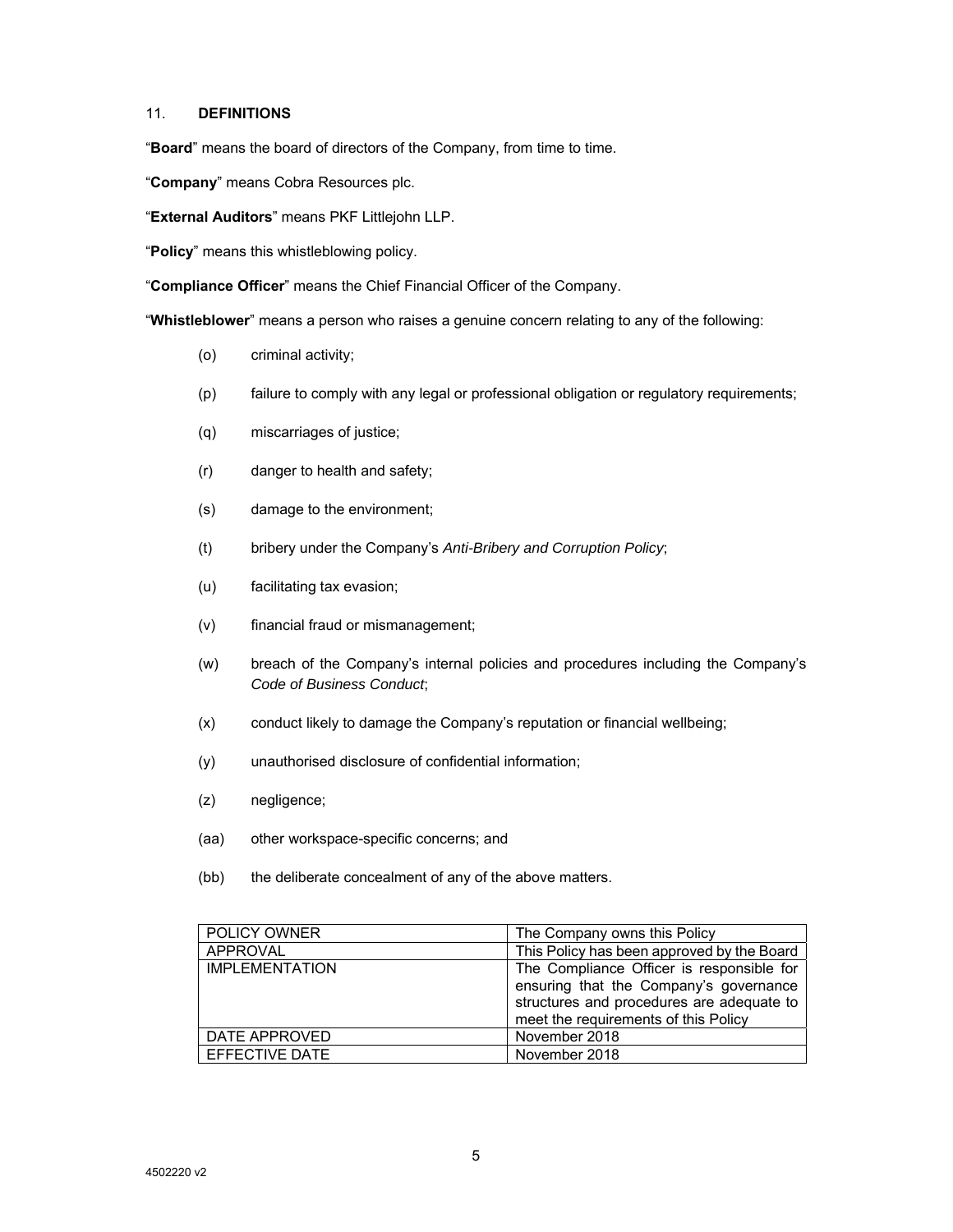## 11. DEFINITIONS

"**Board**" means the board of directors of the Company, from time to time.

"**Company**" means Cobra Resources plc.

"**External Auditors**" means PKF Littlejohn LLP.

"**Policy**" means this whistleblowing policy.

"**Compliance Officer**" means the Chief Financial Officer of the Company.

"**Whistleblower**" means a person who raises a genuine concern relating to any of the following:

(o) criminal activity;

(p) failure to comply with any legal or professional obligation or regulatory requirements;

(q) miscarriages of justice;

(r) danger to health and safety;

(s) damage to the environment;

(t) bribery under the Company's *Anti-Bribery and Corruption Policy*;

(u) facilitating tax evasion;

(v) financial fraud or mismanagement;

(w) breach of the Company's internal policies and procedures including the Company's *Code of Business Conduct*;

(x) conduct likely to damage the Company's reputation or financial wellbeing;

(y) unauthorised disclosure of confidential information;

(z) negligence;

(aa) other workspace-specific concerns; and

(bb) the deliberate concealment of any of the above matters.

| | |
|---|---|
| POLICY OWNER | The Company owns this Policy |
| APPROVAL | This Policy has been approved by the Board |
| IMPLEMENTATION | The Compliance Officer is responsible for ensuring that the Company's governance structures and procedures are adequate to meet the requirements of this Policy |
| DATE APPROVED | November 2018 |
| EFFECTIVE DATE | November 2018 |

4502220 v2